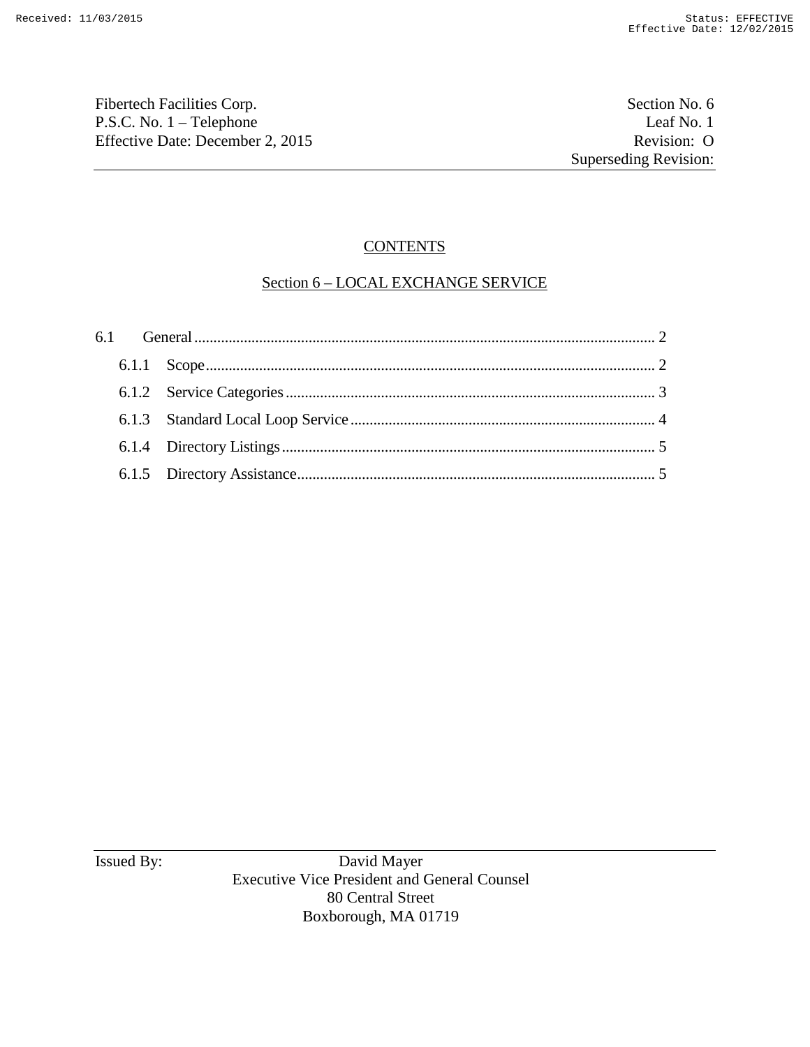Fibertech Facilities Corp. | Section No. 6
P.S.C. No. 1 – Telephone | Leaf No. 1
Effective Date: December 2, 2015 | Revision: O
Superseding Revision:

# CONTENTS

## Section 6 – LOCAL EXCHANGE SERVICE

6.1 General ........................................ 2

- 6.1.1 Scope ........................................ 2
- 6.1.2 Service Categories ........................................ 3
- 6.1.3 Standard Local Loop Service ........................................ 4
- 6.1.4 Directory Listings ........................................ 5
- 6.1.5 Directory Assistance ........................................ 5

Issued By: David Mayer
Executive Vice President and General Counsel
80 Central Street
Boxborough, MA 01719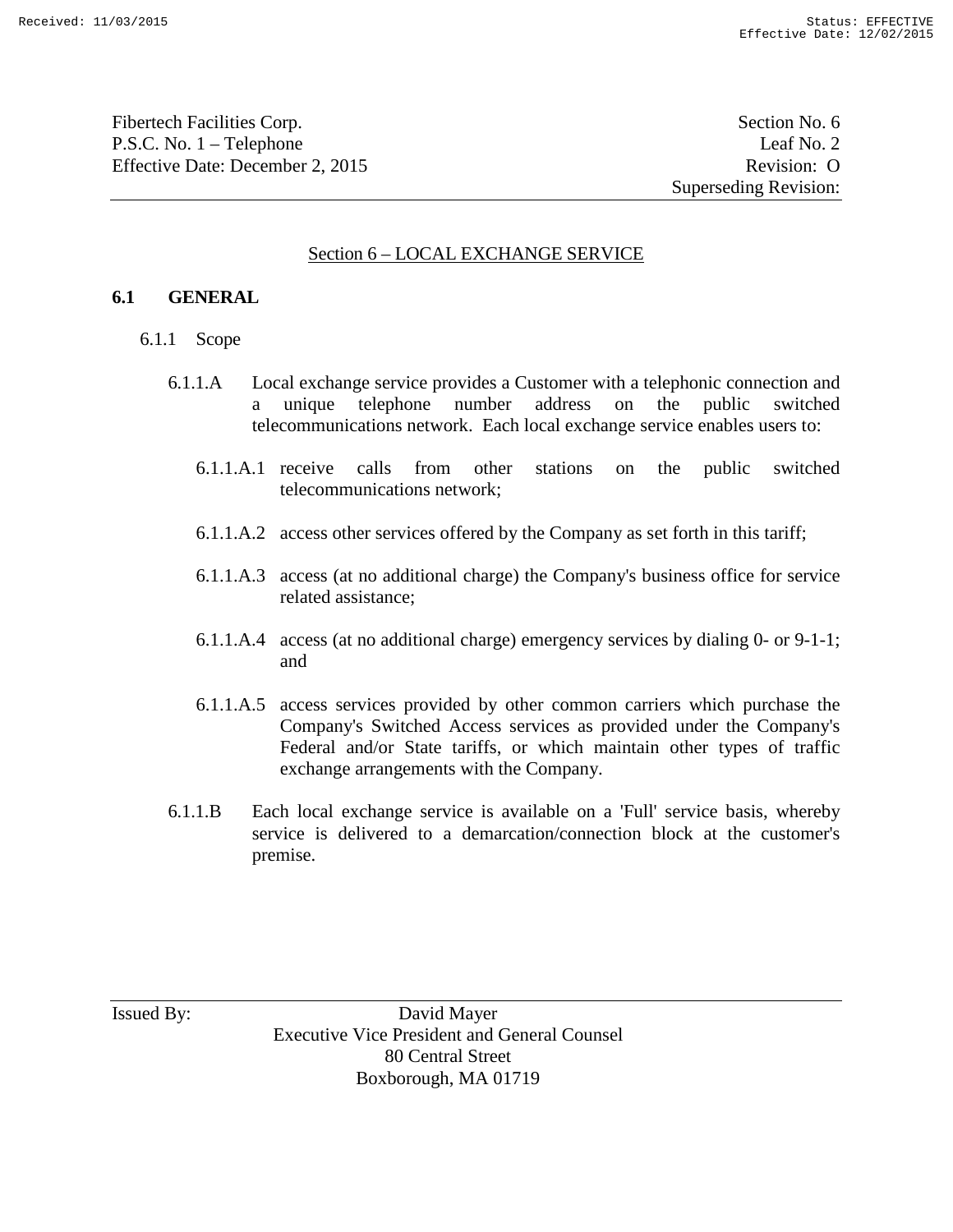Fibertech Facilities Corp.
P.S.C. No. 1 – Telephone
Effective Date: December 2, 2015

Section No. 6
Leaf No. 2
Revision: O
Superseding Revision:

## Section 6 – LOCAL EXCHANGE SERVICE

### 6.1 GENERAL

6.1.1 Scope

6.1.1.A Local exchange service provides a Customer with a telephonic connection and a unique telephone number address on the public switched telecommunications network. Each local exchange service enables users to:

6.1.1.A.1 receive calls from other stations on the public switched telecommunications network;

6.1.1.A.2 access other services offered by the Company as set forth in this tariff;

6.1.1.A.3 access (at no additional charge) the Company's business office for service related assistance;

6.1.1.A.4 access (at no additional charge) emergency services by dialing 0- or 9-1-1; and

6.1.1.A.5 access services provided by other common carriers which purchase the Company's Switched Access services as provided under the Company's Federal and/or State tariffs, or which maintain other types of traffic exchange arrangements with the Company.

6.1.1.B Each local exchange service is available on a 'Full' service basis, whereby service is delivered to a demarcation/connection block at the customer's premise.

Issued By: David Mayer
Executive Vice President and General Counsel
80 Central Street
Boxborough, MA 01719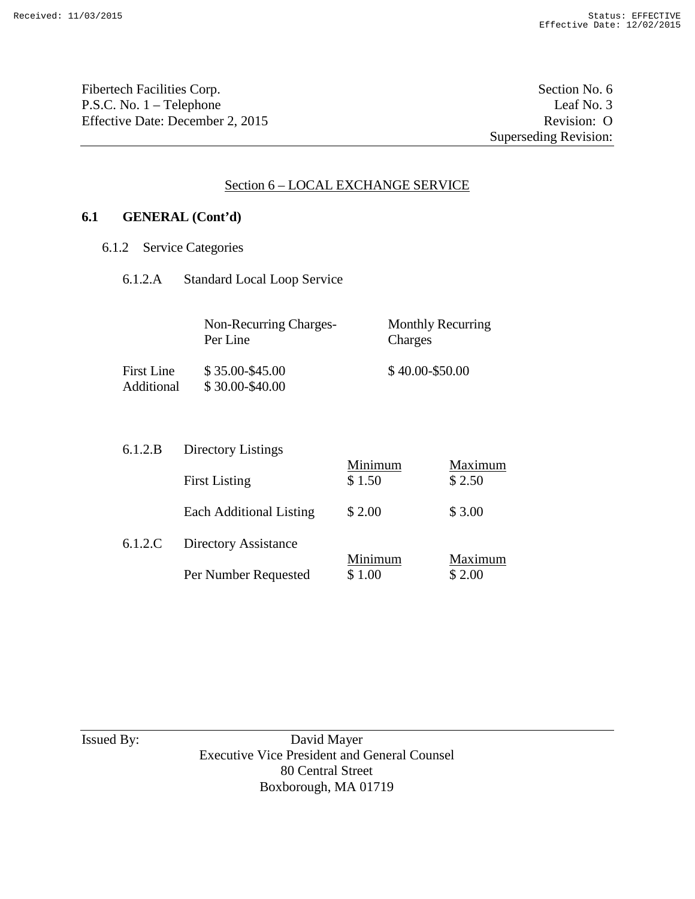Fibertech Facilities Corp.
P.S.C. No. 1 – Telephone
Effective Date: December 2, 2015

Section No. 6
Leaf No. 3
Revision: O
Superseding Revision:

## Section 6 – LOCAL EXCHANGE SERVICE

### 6.1 GENERAL (Cont'd)

6.1.2 Service Categories

6.1.2.A Standard Local Loop Service

| | Non-Recurring Charges-Per Line | Monthly Recurring Charges |
|---|---|---|
| First Line | $ 35.00-$45.00 | $ 40.00-$50.00 |
| Additional | $ 30.00-$40.00 | |

6.1.2.B Directory Listings

| | Minimum | Maximum |
|---|---|---|
| First Listing | $ 1.50 | $ 2.50 |
| Each Additional Listing | $ 2.00 | $ 3.00 |

6.1.2.C Directory Assistance

| | Minimum | Maximum |
|---|---|---|
| Per Number Requested | $ 1.00 | $ 2.00 |

Issued By: David Mayer
Executive Vice President and General Counsel
80 Central Street
Boxborough, MA 01719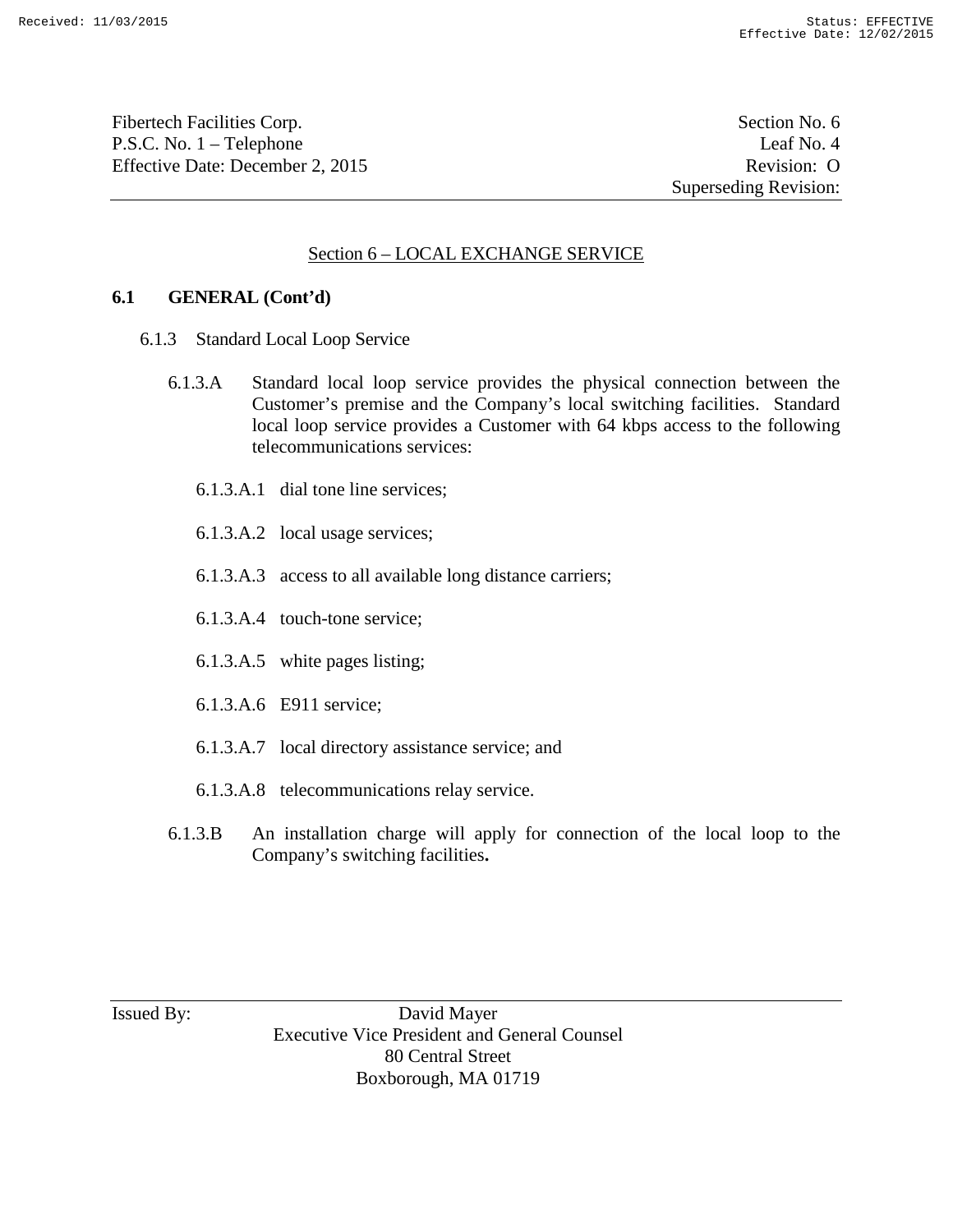Fibertech Facilities Corp. Section No. 6
P.S.C. No. 1 – Telephone Leaf No. 4
Effective Date: December 2, 2015 Revision: O
Superseding Revision:

## Section 6 – LOCAL EXCHANGE SERVICE

### 6.1 GENERAL (Cont'd)

6.1.3 Standard Local Loop Service

6.1.3.A Standard local loop service provides the physical connection between the Customer's premise and the Company's local switching facilities. Standard local loop service provides a Customer with 64 kbps access to the following telecommunications services:

6.1.3.A.1 dial tone line services;

6.1.3.A.2 local usage services;

6.1.3.A.3 access to all available long distance carriers;

6.1.3.A.4 touch-tone service;

6.1.3.A.5 white pages listing;

6.1.3.A.6 E911 service;

6.1.3.A.7 local directory assistance service; and

6.1.3.A.8 telecommunications relay service.

6.1.3.B An installation charge will apply for connection of the local loop to the Company's switching facilities**.**

Issued By: David Mayer
Executive Vice President and General Counsel
80 Central Street
Boxborough, MA 01719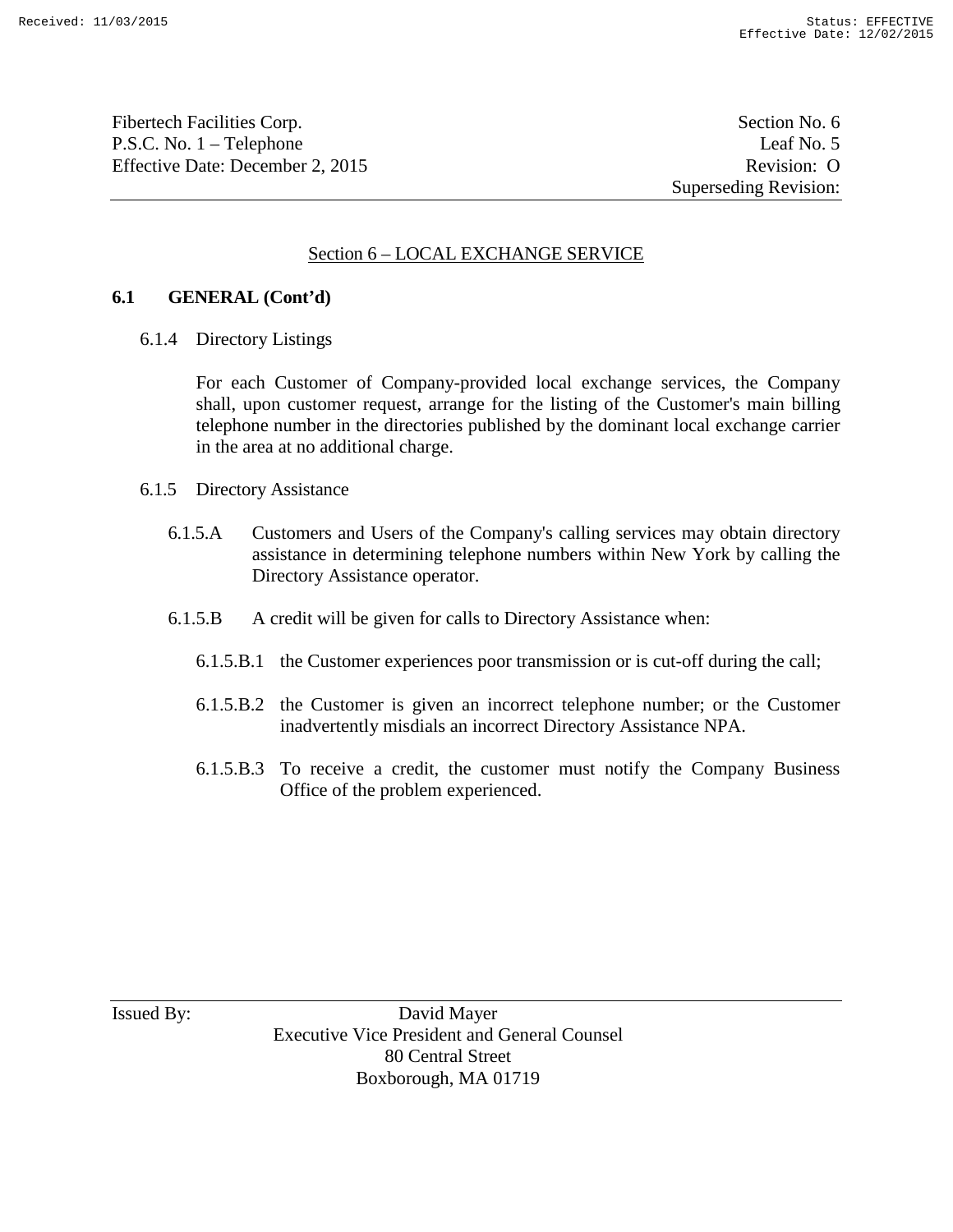Fibertech Facilities Corp.
P.S.C. No. 1 – Telephone
Effective Date: December 2, 2015

Section No. 6
Leaf No. 5
Revision: O
Superseding Revision:

## Section 6 – LOCAL EXCHANGE SERVICE

### 6.1 GENERAL (Cont'd)

6.1.4 Directory Listings

For each Customer of Company-provided local exchange services, the Company shall, upon customer request, arrange for the listing of the Customer's main billing telephone number in the directories published by the dominant local exchange carrier in the area at no additional charge.

6.1.5 Directory Assistance

6.1.5.A Customers and Users of the Company's calling services may obtain directory assistance in determining telephone numbers within New York by calling the Directory Assistance operator.

6.1.5.B A credit will be given for calls to Directory Assistance when:

6.1.5.B.1 the Customer experiences poor transmission or is cut-off during the call;

6.1.5.B.2 the Customer is given an incorrect telephone number; or the Customer inadvertently misdials an incorrect Directory Assistance NPA.

6.1.5.B.3 To receive a credit, the customer must notify the Company Business Office of the problem experienced.

Issued By: David Mayer
Executive Vice President and General Counsel
80 Central Street
Boxborough, MA 01719